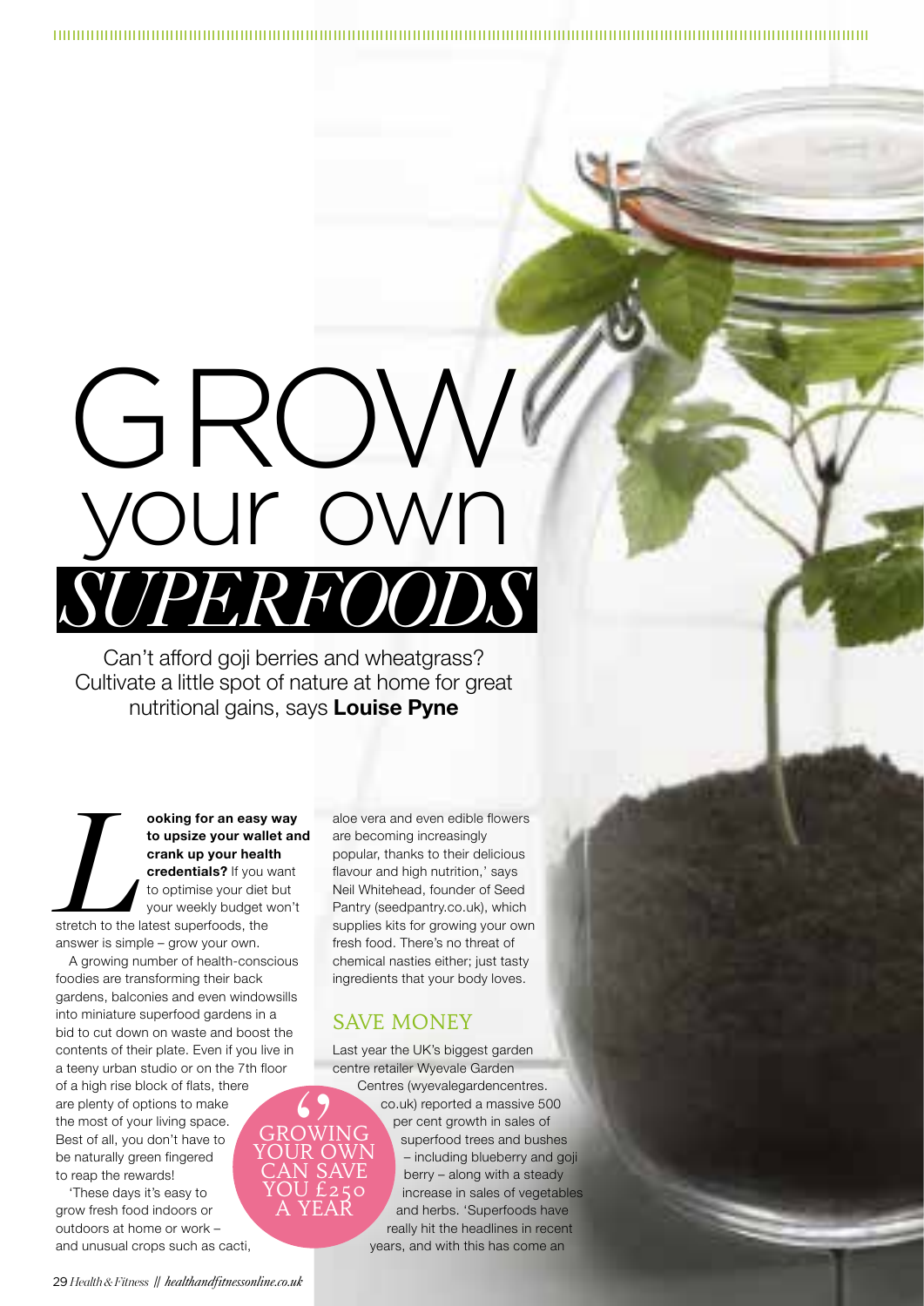# GROW your own *SUPERFOODS*

Can't afford goji berries and wheatgrass? Cultivate a little spot of nature at home for great nutritional gains, says **Louise Pyne**

**Looking for an easy way to upsize your wallet and crank up your health credentials?** If you want to optimise your diet but your weekly budget won't stretch to the latest superfoods, the answer is simple – grow your own.

A growing number of health-conscious foodies are transforming their back gardens, balconies and even windowsills into miniature superfood gardens in a bid to cut down on waste and boost the contents of their plate. Even if you live in a teeny urban studio or on the 7th floor of a high rise block of flats, there are plenty of options to make the most of your living space. Best of all, you don't have to be naturally green fingered to reap the rewards!

'These days it's easy to grow fresh food indoors or outdoors at home or work – and unusual crops such as cacti, aloe vera and even edible flowers are becoming increasingly popular, thanks to their delicious flavour and high nutrition,' says Neil Whitehead, founder of Seed Pantry (seedpantry.co.uk), which supplies kits for growing your own fresh food. There's no threat of chemical nasties either; just tasty ingredients that your body loves.

> GROWING YOUR OWN CAN SAVE YOU £250 A YEAR

## SAVE MONEY

Last year the UK's biggest garden centre retailer Wyevale Garden Centres (wyevalegardencentres.co.uk) reported a massive 500 per cent growth in sales of superfood trees and bushes – including blueberry and goji berry – along with a steady increase in sales of vegetables and herbs. 'Superfoods have really hit the headlines in recent years, and with this has come an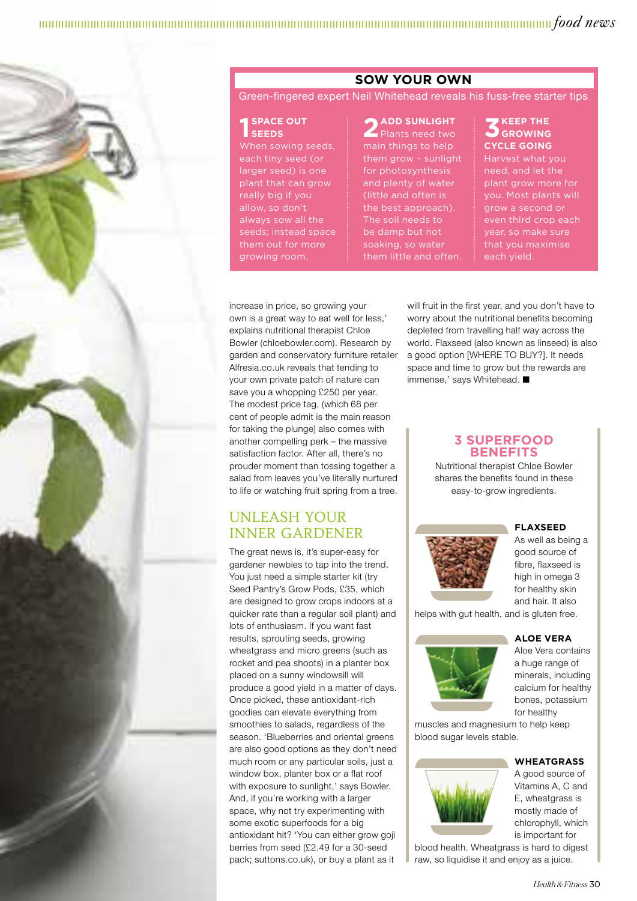## SOW YOUR OWN

Green-fingered expert Neil Whitehead reveals his fuss-free starter tips

**1 SPACE OUT SEEDS**
When sowing seeds, each tiny seed (or larger seed) is one plant that can grow really big if you allow, so don't always sow all the seeds; instead space them out for more growing room.

**2 ADD SUNLIGHT**
Plants need two main things to help them grow – sunlight for photosynthesis and plenty of water (little and often is the best approach). The soil needs to be damp but not soaking, so water them little and often.

**3 KEEP THE GROWING CYCLE GOING**
Harvest what you need, and let the plant grow more for you. Most plants will grow a second or even third crop each year, so make sure that you maximise each yield.

increase in price, so growing your own is a great way to eat well for less,' explains nutritional therapist Chloe Bowler (chloebowler.com). Research by garden and conservatory furniture retailer Alfresia.co.uk reveals that tending to your own private patch of nature can save you a whopping £250 per year. The modest price tag, (which 68 per cent of people admit is the main reason for taking the plunge) also comes with another compelling perk – the massive satisfaction factor. After all, there's no prouder moment than tossing together a salad from leaves you've literally nurtured to life or watching fruit spring from a tree.

## UNLEASH YOUR INNER GARDENER

The great news is, it's super-easy for gardener newbies to tap into the trend. You just need a simple starter kit (try Seed Pantry's Grow Pods, £35, which are designed to grow crops indoors at a quicker rate than a regular soil plant) and lots of enthusiasm. If you want fast results, sprouting seeds, growing wheatgrass and micro greens (such as rocket and pea shoots) in a planter box placed on a sunny windowsill will produce a good yield in a matter of days. Once picked, these antioxidant-rich goodies can elevate everything from smoothies to salads, regardless of the season. 'Blueberries and oriental greens are also good options as they don't need much room or any particular soils, just a window box, planter box or a flat roof with exposure to sunlight,' says Bowler. And, if you're working with a larger space, why not try experimenting with some exotic superfoods for a big antioxidant hit? 'You can either grow goji berries from seed (£2.49 for a 30-seed pack; suttons.co.uk), or buy a plant as it will fruit in the first year, and you don't have to worry about the nutritional benefits becoming depleted from travelling half way across the world. Flaxseed (also known as linseed) is also a good option [WHERE TO BUY?]. It needs space and time to grow but the rewards are immense,' says Whitehead. ■

## 3 SUPERFOOD BENEFITS

Nutritional therapist Chloe Bowler shares the benefits found in these easy-to-grow ingredients.

**FLAXSEED**
As well as being a good source of fibre, flaxseed is high in omega 3 for healthy skin and hair. It also helps with gut health, and is gluten free.

**ALOE VERA**
Aloe Vera contains a huge range of minerals, including calcium for healthy bones, potassium for healthy muscles and magnesium to help keep blood sugar levels stable.

**WHEATGRASS**
A good source of Vitamins A, C and E, wheatgrass is mostly made of chlorophyll, which is important for blood health. Wheatgrass is hard to digest raw, so liquidise it and enjoy as a juice.